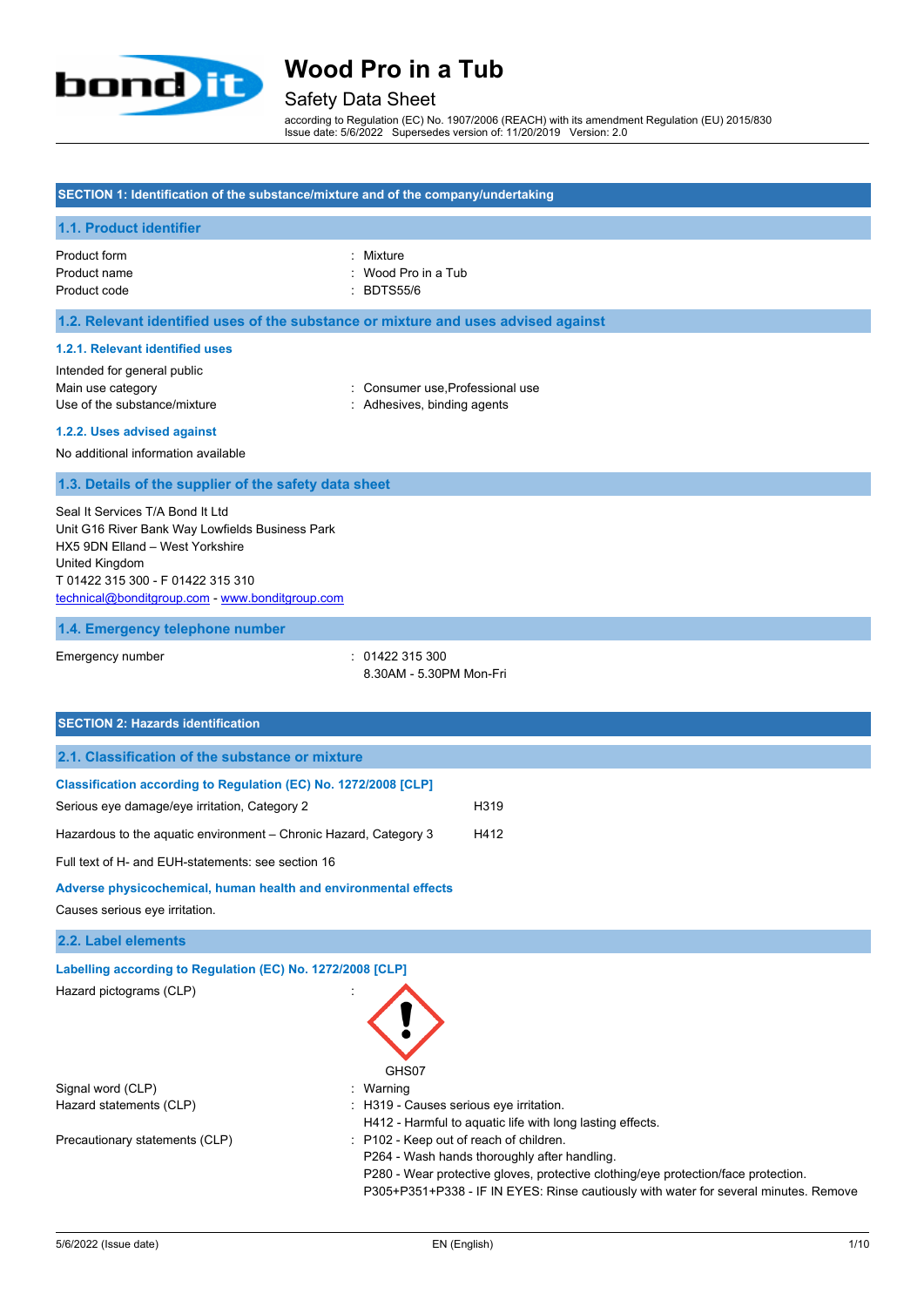# Wood Pro in a Tub

## Safety Data Sheet

according to Regulation (EC) No. 1907/2006 (REACH) with its amendment Regulation (EU) 2015/830
Issue date: 5/6/2022 Supersedes version of: 11/20/2019 Version: 2.0

## SECTION 1: Identification of the substance/mixture and of the company/undertaking

### 1.1. Product identifier

| | |
|---|---|
| Product form | : Mixture |
| Product name | : Wood Pro in a Tub |
| Product code | : BDTS55/6 |

### 1.2. Relevant identified uses of the substance or mixture and uses advised against

#### 1.2.1. Relevant identified uses

Intended for general public

| | |
|---|---|
| Main use category | : Consumer use,Professional use |
| Use of the substance/mixture | : Adhesives, binding agents |

#### 1.2.2. Uses advised against

No additional information available

### 1.3. Details of the supplier of the safety data sheet

Seal It Services T/A Bond It Ltd
Unit G16 River Bank Way Lowfields Business Park
HX5 9DN Elland – West Yorkshire
United Kingdom
T 01422 315 300 - F 01422 315 310
technical@bonditgroup.com - www.bonditgroup.com

### 1.4. Emergency telephone number

| | |
|---|---|
| Emergency number | : 01422 315 300<br>8.30AM - 5.30PM Mon-Fri |

## SECTION 2: Hazards identification

### 2.1. Classification of the substance or mixture

**Classification according to Regulation (EC) No. 1272/2008 [CLP]**

| | |
|---|---|
| Serious eye damage/eye irritation, Category 2 | H319 |
| Hazardous to the aquatic environment – Chronic Hazard, Category 3 | H412 |

Full text of H- and EUH-statements: see section 16

**Adverse physicochemical, human health and environmental effects**

Causes serious eye irritation.

### 2.2. Label elements

**Labelling according to Regulation (EC) No. 1272/2008 [CLP]**

Hazard pictograms (CLP) :

GHS07

| | |
|---|---|
| Signal word (CLP) | : Warning |
| Hazard statements (CLP) | : H319 - Causes serious eye irritation.<br>H412 - Harmful to aquatic life with long lasting effects. |
| Precautionary statements (CLP) | : P102 - Keep out of reach of children.<br>P264 - Wash hands thoroughly after handling.<br>P280 - Wear protective gloves, protective clothing/eye protection/face protection.<br>P305+P351+P338 - IF IN EYES: Rinse cautiously with water for several minutes. Remove |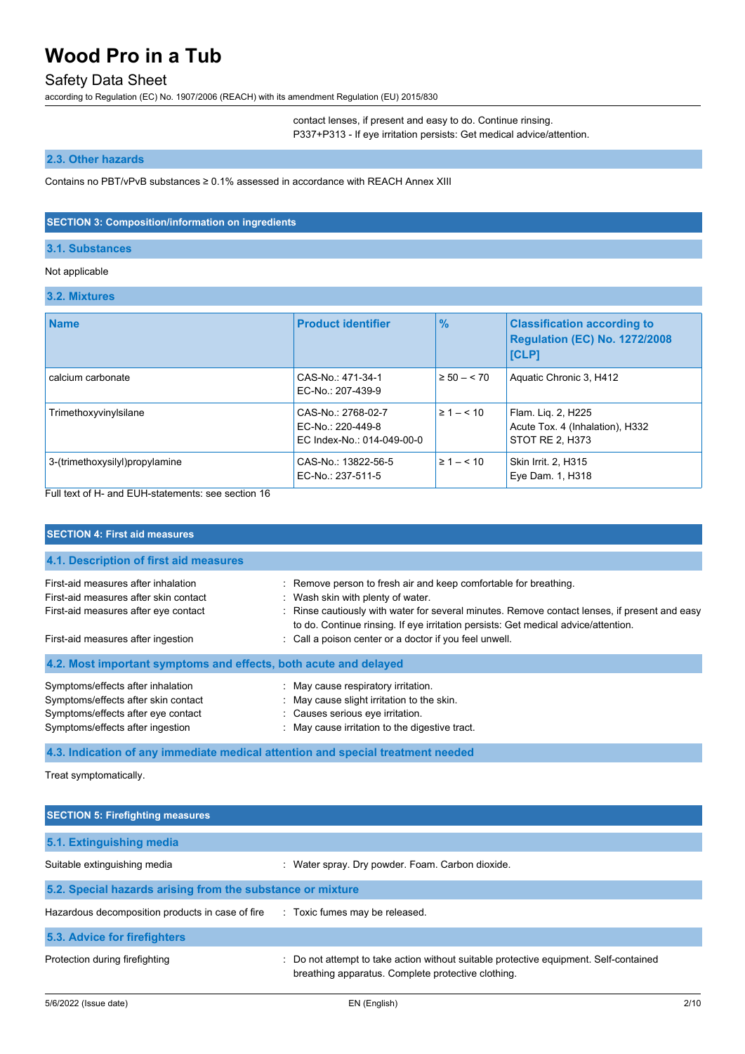contact lenses, if present and easy to do. Continue rinsing.
P337+P313 - If eye irritation persists: Get medical advice/attention.

### 2.3. Other hazards

Contains no PBT/vPvB substances ≥ 0.1% assessed in accordance with REACH Annex XIII

## SECTION 3: Composition/information on ingredients

### 3.1. Substances

Not applicable

### 3.2. Mixtures

| Name | Product identifier | % | Classification according to Regulation (EC) No. 1272/2008 [CLP] |
|---|---|---|---|
| calcium carbonate | CAS-No.: 471-34-1<br>EC-No.: 207-439-9 | ≥ 50 – < 70 | Aquatic Chronic 3, H412 |
| Trimethoxyvinylsilane | CAS-No.: 2768-02-7<br>EC-No.: 220-449-8<br>EC Index-No.: 014-049-00-0 | ≥ 1 – < 10 | Flam. Liq. 2, H225<br>Acute Tox. 4 (Inhalation), H332<br>STOT RE 2, H373 |
| 3-(trimethoxysilyl)propylamine | CAS-No.: 13822-56-5<br>EC-No.: 237-511-5 | ≥ 1 – < 10 | Skin Irrit. 2, H315<br>Eye Dam. 1, H318 |

Full text of H- and EUH-statements: see section 16

## SECTION 4: First aid measures

### 4.1. Description of first aid measures

First-aid measures after inhalation : Remove person to fresh air and keep comfortable for breathing.
First-aid measures after skin contact : Wash skin with plenty of water.
First-aid measures after eye contact : Rinse cautiously with water for several minutes. Remove contact lenses, if present and easy to do. Continue rinsing. If eye irritation persists: Get medical advice/attention.
First-aid measures after ingestion : Call a poison center or a doctor if you feel unwell.

### 4.2. Most important symptoms and effects, both acute and delayed

Symptoms/effects after inhalation : May cause respiratory irritation.
Symptoms/effects after skin contact : May cause slight irritation to the skin.
Symptoms/effects after eye contact : Causes serious eye irritation.
Symptoms/effects after ingestion : May cause irritation to the digestive tract.

### 4.3. Indication of any immediate medical attention and special treatment needed

Treat symptomatically.

## SECTION 5: Firefighting measures

### 5.1. Extinguishing media

Suitable extinguishing media : Water spray. Dry powder. Foam. Carbon dioxide.

### 5.2. Special hazards arising from the substance or mixture

Hazardous decomposition products in case of fire : Toxic fumes may be released.

### 5.3. Advice for firefighters

Protection during firefighting : Do not attempt to take action without suitable protective equipment. Self-contained breathing apparatus. Complete protective clothing.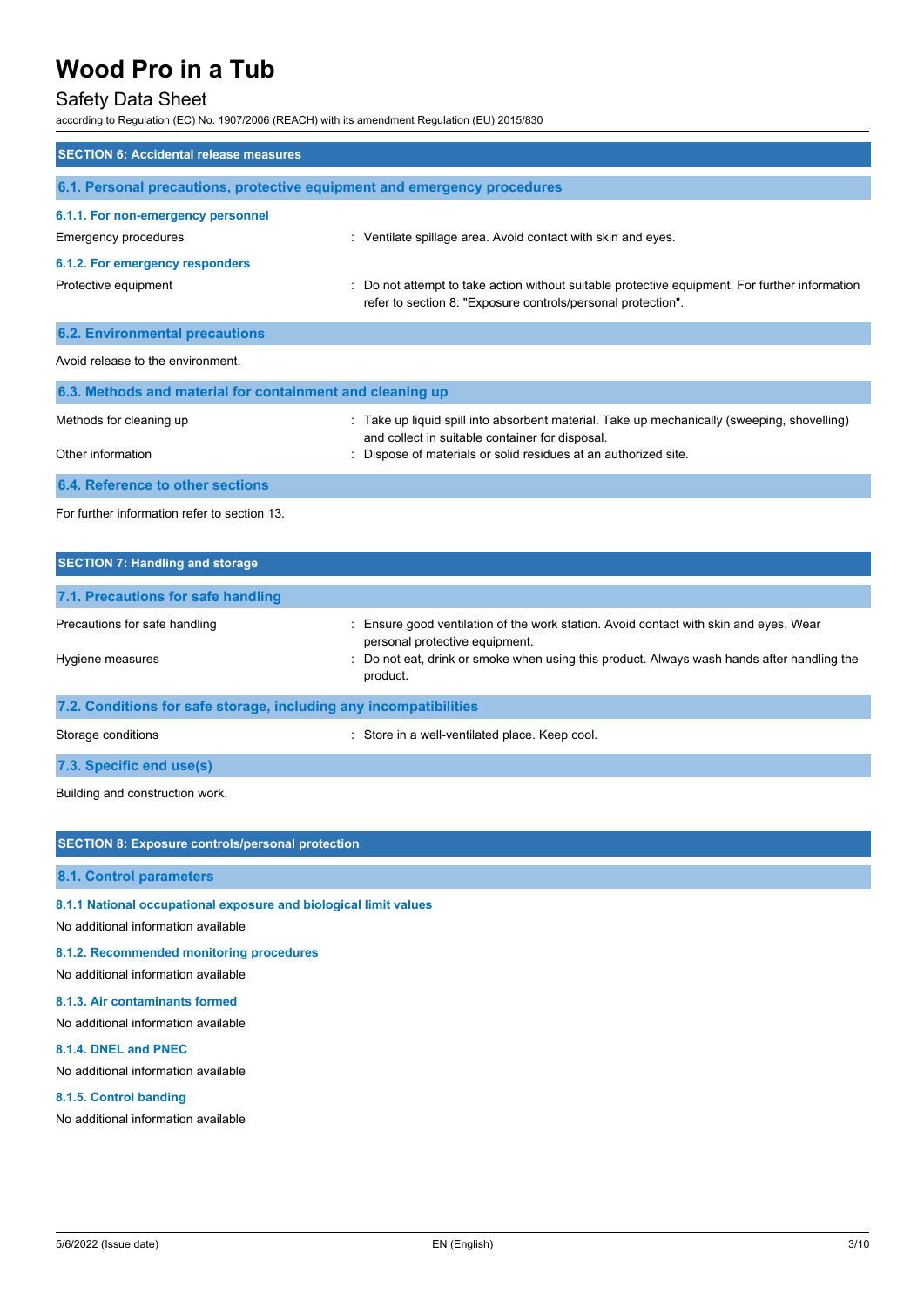## SECTION 6: Accidental release measures

### 6.1. Personal precautions, protective equipment and emergency procedures

#### 6.1.1. For non-emergency personnel

| | |
|---|---|
| Emergency procedures | : Ventilate spillage area. Avoid contact with skin and eyes. |

#### 6.1.2. For emergency responders

| | |
|---|---|
| Protective equipment | : Do not attempt to take action without suitable protective equipment. For further information refer to section 8: "Exposure controls/personal protection". |

### 6.2. Environmental precautions

Avoid release to the environment.

### 6.3. Methods and material for containment and cleaning up

| | |
|---|---|
| Methods for cleaning up | : Take up liquid spill into absorbent material. Take up mechanically (sweeping, shovelling) and collect in suitable container for disposal. |
| Other information | : Dispose of materials or solid residues at an authorized site. |

### 6.4. Reference to other sections

For further information refer to section 13.

## SECTION 7: Handling and storage

### 7.1. Precautions for safe handling

| | |
|---|---|
| Precautions for safe handling | : Ensure good ventilation of the work station. Avoid contact with skin and eyes. Wear personal protective equipment. |
| Hygiene measures | : Do not eat, drink or smoke when using this product. Always wash hands after handling the product. |

### 7.2. Conditions for safe storage, including any incompatibilities

| | |
|---|---|
| Storage conditions | : Store in a well-ventilated place. Keep cool. |

### 7.3. Specific end use(s)

Building and construction work.

## SECTION 8: Exposure controls/personal protection

### 8.1. Control parameters

#### 8.1.1 National occupational exposure and biological limit values

No additional information available

#### 8.1.2. Recommended monitoring procedures

No additional information available

#### 8.1.3. Air contaminants formed

No additional information available

#### 8.1.4. DNEL and PNEC

No additional information available

#### 8.1.5. Control banding

No additional information available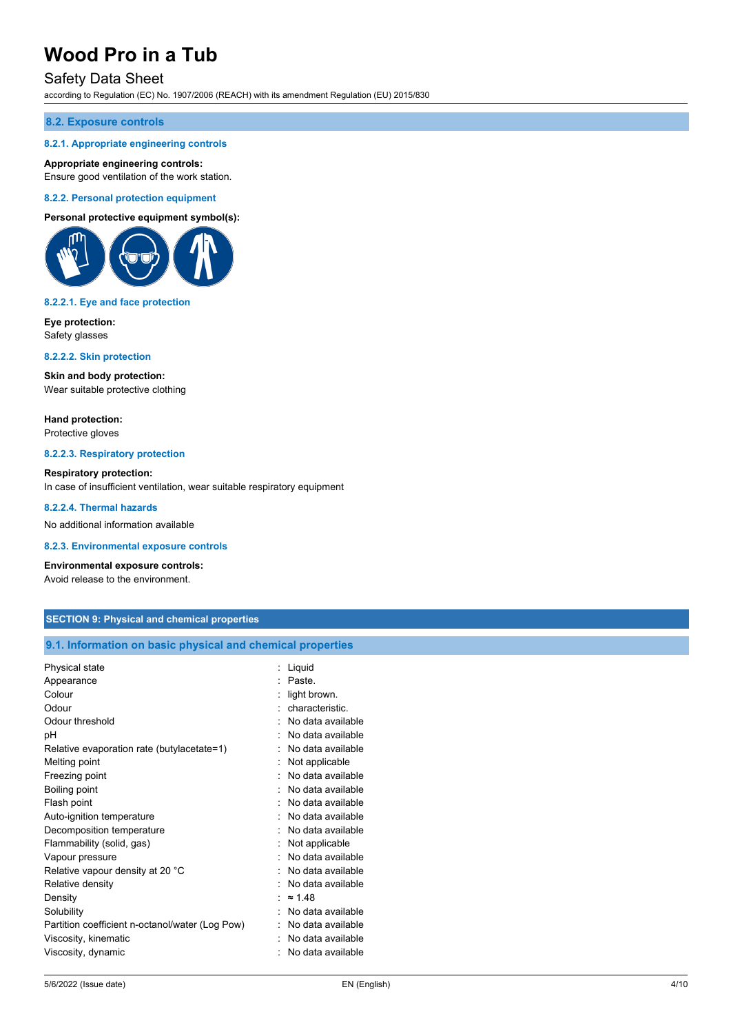### 8.2. Exposure controls

#### 8.2.1. Appropriate engineering controls

**Appropriate engineering controls:**
Ensure good ventilation of the work station.

#### 8.2.2. Personal protection equipment

**Personal protective equipment symbol(s):**

##### 8.2.2.1. Eye and face protection

**Eye protection:**
Safety glasses

##### 8.2.2.2. Skin protection

**Skin and body protection:**
Wear suitable protective clothing

**Hand protection:**
Protective gloves

##### 8.2.2.3. Respiratory protection

**Respiratory protection:**
In case of insufficient ventilation, wear suitable respiratory equipment

##### 8.2.2.4. Thermal hazards

No additional information available

#### 8.2.3. Environmental exposure controls

**Environmental exposure controls:**
Avoid release to the environment.

## SECTION 9: Physical and chemical properties

### 9.1. Information on basic physical and chemical properties

| Property | Value |
|---|---|
| Physical state | Liquid |
| Appearance | Paste. |
| Colour | light brown. |
| Odour | characteristic. |
| Odour threshold | No data available |
| pH | No data available |
| Relative evaporation rate (butylacetate=1) | No data available |
| Melting point | Not applicable |
| Freezing point | No data available |
| Boiling point | No data available |
| Flash point | No data available |
| Auto-ignition temperature | No data available |
| Decomposition temperature | No data available |
| Flammability (solid, gas) | Not applicable |
| Vapour pressure | No data available |
| Relative vapour density at 20 °C | No data available |
| Relative density | No data available |
| Density | ≈ 1.48 |
| Solubility | No data available |
| Partition coefficient n-octanol/water (Log Pow) | No data available |
| Viscosity, kinematic | No data available |
| Viscosity, dynamic | No data available |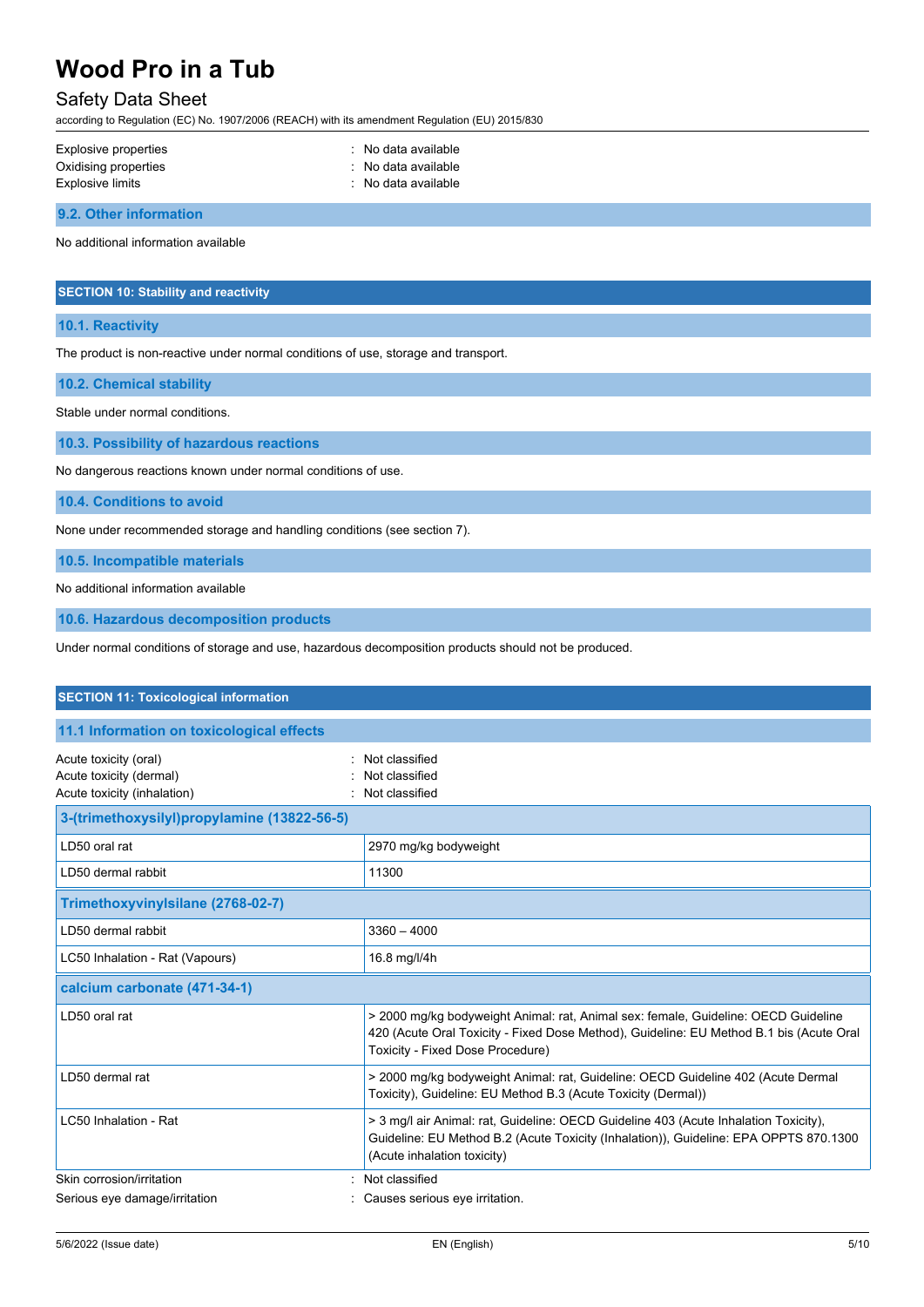| | |
|---|---|
| Explosive properties | : No data available |
| Oxidising properties | : No data available |
| Explosive limits | : No data available |

### 9.2. Other information

No additional information available

## SECTION 10: Stability and reactivity

### 10.1. Reactivity

The product is non-reactive under normal conditions of use, storage and transport.

### 10.2. Chemical stability

Stable under normal conditions.

### 10.3. Possibility of hazardous reactions

No dangerous reactions known under normal conditions of use.

### 10.4. Conditions to avoid

None under recommended storage and handling conditions (see section 7).

### 10.5. Incompatible materials

No additional information available

### 10.6. Hazardous decomposition products

Under normal conditions of storage and use, hazardous decomposition products should not be produced.

## SECTION 11: Toxicological information

### 11.1 Information on toxicological effects

| | |
|---|---|
| Acute toxicity (oral) | : Not classified |
| Acute toxicity (dermal) | : Not classified |
| Acute toxicity (inhalation) | : Not classified |

| 3-(trimethoxysilyl)propylamine (13822-56-5) | |
|---|---|
| LD50 oral rat | 2970 mg/kg bodyweight |
| LD50 dermal rabbit | 11300 |

| Trimethoxyvinylsilane (2768-02-7) | |
|---|---|
| LD50 dermal rabbit | 3360 – 4000 |
| LC50 Inhalation - Rat (Vapours) | 16.8 mg/l/4h |

| calcium carbonate (471-34-1) | |
|---|---|
| LD50 oral rat | > 2000 mg/kg bodyweight Animal: rat, Animal sex: female, Guideline: OECD Guideline 420 (Acute Oral Toxicity - Fixed Dose Method), Guideline: EU Method B.1 bis (Acute Oral Toxicity - Fixed Dose Procedure) |
| LD50 dermal rat | > 2000 mg/kg bodyweight Animal: rat, Guideline: OECD Guideline 402 (Acute Dermal Toxicity), Guideline: EU Method B.3 (Acute Toxicity (Dermal)) |
| LC50 Inhalation - Rat | > 3 mg/l air Animal: rat, Guideline: OECD Guideline 403 (Acute Inhalation Toxicity), Guideline: EU Method B.2 (Acute Toxicity (Inhalation)), Guideline: EPA OPPTS 870.1300 (Acute inhalation toxicity) |

| | |
|---|---|
| Skin corrosion/irritation | : Not classified |
| Serious eye damage/irritation | : Causes serious eye irritation. |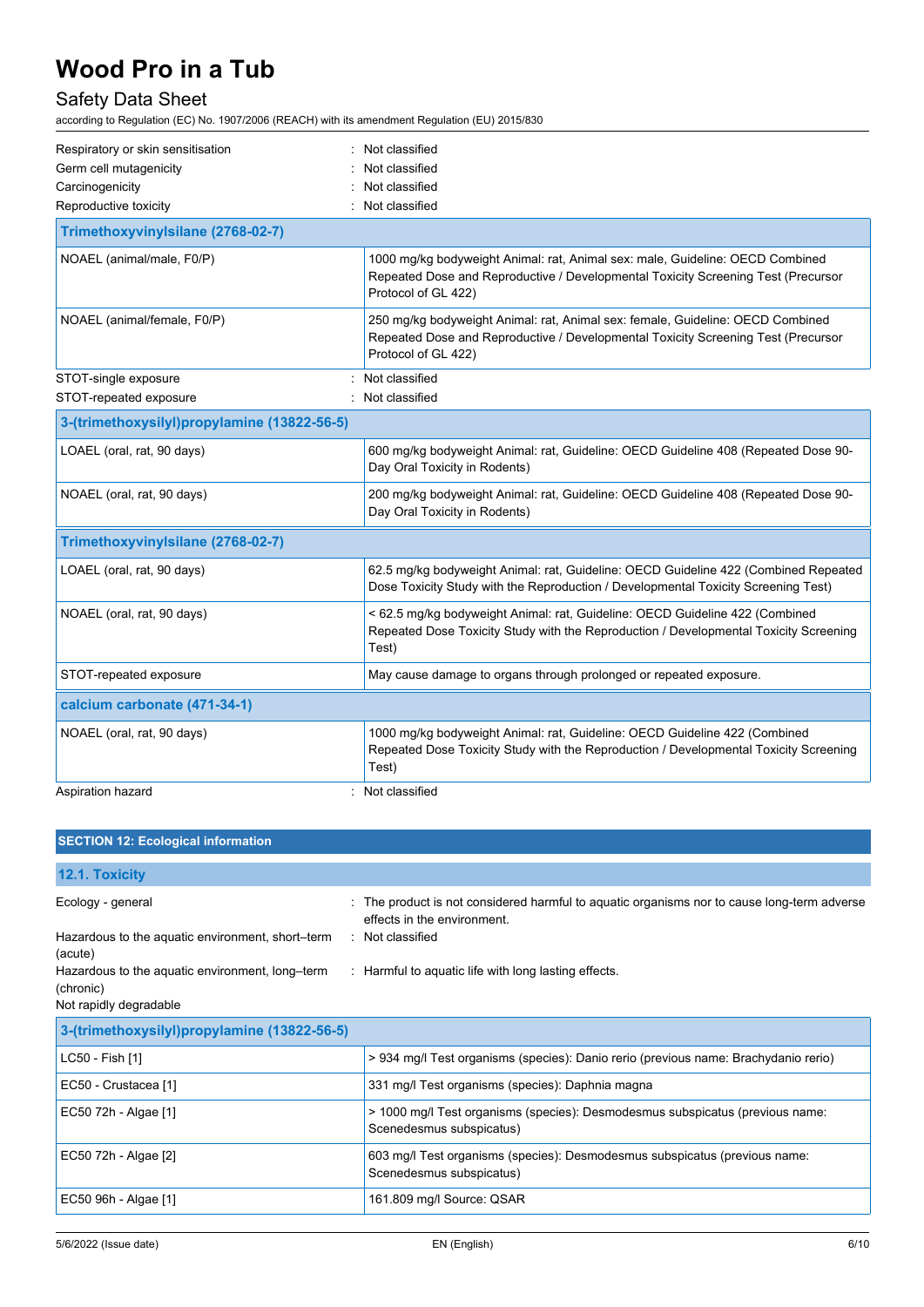| | |
|---|---|
| Respiratory or skin sensitisation | : Not classified |
| Germ cell mutagenicity | : Not classified |
| Carcinogenicity | : Not classified |
| Reproductive toxicity | : Not classified |

| Trimethoxyvinylsilane (2768-02-7) | |
|---|---|
| NOAEL (animal/male, F0/P) | 1000 mg/kg bodyweight Animal: rat, Animal sex: male, Guideline: OECD Combined Repeated Dose and Reproductive / Developmental Toxicity Screening Test (Precursor Protocol of GL 422) |
| NOAEL (animal/female, F0/P) | 250 mg/kg bodyweight Animal: rat, Animal sex: female, Guideline: OECD Combined Repeated Dose and Reproductive / Developmental Toxicity Screening Test (Precursor Protocol of GL 422) |

| | |
|---|---|
| STOT-single exposure | : Not classified |
| STOT-repeated exposure | : Not classified |

| 3-(trimethoxysilyl)propylamine (13822-56-5) | |
|---|---|
| LOAEL (oral, rat, 90 days) | 600 mg/kg bodyweight Animal: rat, Guideline: OECD Guideline 408 (Repeated Dose 90-Day Oral Toxicity in Rodents) |
| NOAEL (oral, rat, 90 days) | 200 mg/kg bodyweight Animal: rat, Guideline: OECD Guideline 408 (Repeated Dose 90-Day Oral Toxicity in Rodents) |

| Trimethoxyvinylsilane (2768-02-7) | |
|---|---|
| LOAEL (oral, rat, 90 days) | 62.5 mg/kg bodyweight Animal: rat, Guideline: OECD Guideline 422 (Combined Repeated Dose Toxicity Study with the Reproduction / Developmental Toxicity Screening Test) |
| NOAEL (oral, rat, 90 days) | < 62.5 mg/kg bodyweight Animal: rat, Guideline: OECD Guideline 422 (Combined Repeated Dose Toxicity Study with the Reproduction / Developmental Toxicity Screening Test) |
| STOT-repeated exposure | May cause damage to organs through prolonged or repeated exposure. |

| calcium carbonate (471-34-1) | |
|---|---|
| NOAEL (oral, rat, 90 days) | 1000 mg/kg bodyweight Animal: rat, Guideline: OECD Guideline 422 (Combined Repeated Dose Toxicity Study with the Reproduction / Developmental Toxicity Screening Test) |

| | |
|---|---|
| Aspiration hazard | : Not classified |

## SECTION 12: Ecological information

### 12.1. Toxicity

| | |
|---|---|
| Ecology - general | : The product is not considered harmful to aquatic organisms nor to cause long-term adverse effects in the environment. |
| Hazardous to the aquatic environment, short–term (acute) | : Not classified |
| Hazardous to the aquatic environment, long–term (chronic) | : Harmful to aquatic life with long lasting effects. |

Not rapidly degradable

| 3-(trimethoxysilyl)propylamine (13822-56-5) | |
|---|---|
| LC50 - Fish [1] | > 934 mg/l Test organisms (species): Danio rerio (previous name: Brachydanio rerio) |
| EC50 - Crustacea [1] | 331 mg/l Test organisms (species): Daphnia magna |
| EC50 72h - Algae [1] | > 1000 mg/l Test organisms (species): Desmodesmus subspicatus (previous name: Scenedesmus subspicatus) |
| EC50 72h - Algae [2] | 603 mg/l Test organisms (species): Desmodesmus subspicatus (previous name: Scenedesmus subspicatus) |
| EC50 96h - Algae [1] | 161.809 mg/l Source: QSAR |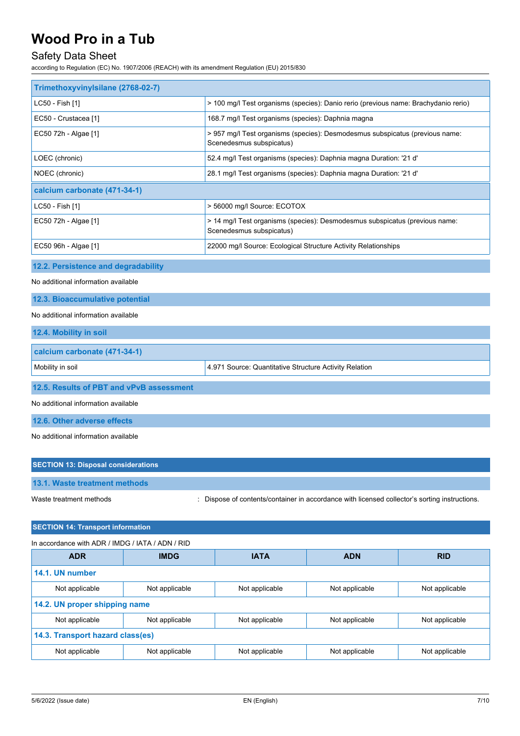| Trimethoxyvinylsilane (2768-02-7) | |
|---|---|
| LC50 - Fish [1] | > 100 mg/l Test organisms (species): Danio rerio (previous name: Brachydanio rerio) |
| EC50 - Crustacea [1] | 168.7 mg/l Test organisms (species): Daphnia magna |
| EC50 72h - Algae [1] | > 957 mg/l Test organisms (species): Desmodesmus subspicatus (previous name: Scenedesmus subspicatus) |
| LOEC (chronic) | 52.4 mg/l Test organisms (species): Daphnia magna Duration: '21 d' |
| NOEC (chronic) | 28.1 mg/l Test organisms (species): Daphnia magna Duration: '21 d' |
| **calcium carbonate (471-34-1)** | |
| LC50 - Fish [1] | > 56000 mg/l Source: ECOTOX |
| EC50 72h - Algae [1] | > 14 mg/l Test organisms (species): Desmodesmus subspicatus (previous name: Scenedesmus subspicatus) |
| EC50 96h - Algae [1] | 22000 mg/l Source: Ecological Structure Activity Relationships |

### 12.2. Persistence and degradability

No additional information available

### 12.3. Bioaccumulative potential

No additional information available

### 12.4. Mobility in soil

| calcium carbonate (471-34-1) | |
|---|---|
| Mobility in soil | 4.971 Source: Quantitative Structure Activity Relation |

### 12.5. Results of PBT and vPvB assessment

No additional information available

### 12.6. Other adverse effects

No additional information available

## SECTION 13: Disposal considerations

### 13.1. Waste treatment methods

Waste treatment methods : Dispose of contents/container in accordance with licensed collector's sorting instructions.

## SECTION 14: Transport information

In accordance with ADR / IMDG / IATA / ADN / RID

| ADR | IMDG | IATA | ADN | RID |
|---|---|---|---|---|
| **14.1. UN number** | | | | |
| Not applicable | Not applicable | Not applicable | Not applicable | Not applicable |
| **14.2. UN proper shipping name** | | | | |
| Not applicable | Not applicable | Not applicable | Not applicable | Not applicable |
| **14.3. Transport hazard class(es)** | | | | |
| Not applicable | Not applicable | Not applicable | Not applicable | Not applicable |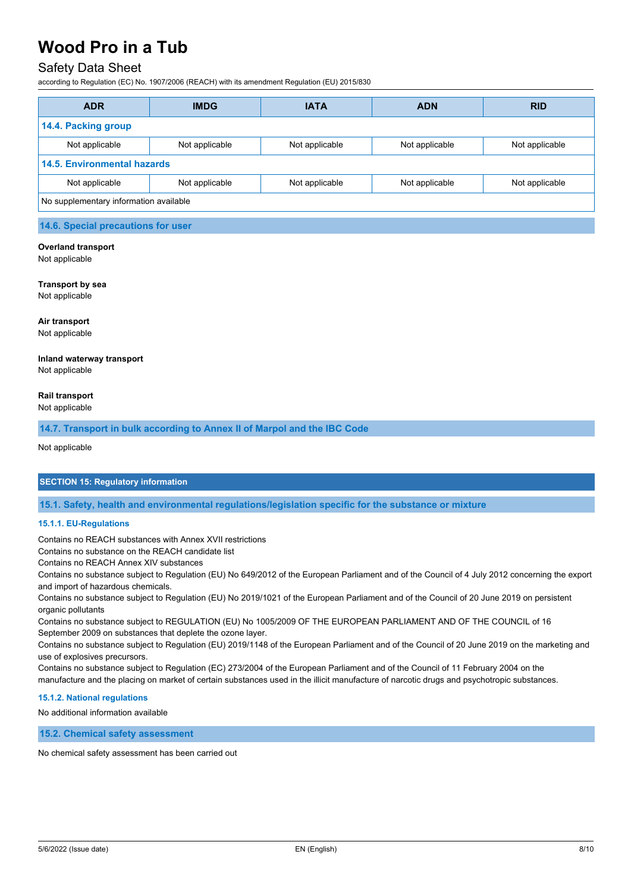| ADR | IMDG | IATA | ADN | RID |
|---|---|---|---|---|
| **14.4. Packing group** | | | | |
| Not applicable | Not applicable | Not applicable | Not applicable | Not applicable |
| **14.5. Environmental hazards** | | | | |
| Not applicable | Not applicable | Not applicable | Not applicable | Not applicable |
| No supplementary information available | | | | |

### 14.6. Special precautions for user

**Overland transport**
Not applicable

**Transport by sea**
Not applicable

**Air transport**
Not applicable

**Inland waterway transport**
Not applicable

**Rail transport**
Not applicable

### 14.7. Transport in bulk according to Annex II of Marpol and the IBC Code

Not applicable

## SECTION 15: Regulatory information

### 15.1. Safety, health and environmental regulations/legislation specific for the substance or mixture

#### 15.1.1. EU-Regulations

Contains no REACH substances with Annex XVII restrictions
Contains no substance on the REACH candidate list
Contains no REACH Annex XIV substances
Contains no substance subject to Regulation (EU) No 649/2012 of the European Parliament and of the Council of 4 July 2012 concerning the export and import of hazardous chemicals.
Contains no substance subject to Regulation (EU) No 2019/1021 of the European Parliament and of the Council of 20 June 2019 on persistent organic pollutants
Contains no substance subject to REGULATION (EU) No 1005/2009 OF THE EUROPEAN PARLIAMENT AND OF THE COUNCIL of 16 September 2009 on substances that deplete the ozone layer.
Contains no substance subject to Regulation (EU) 2019/1148 of the European Parliament and of the Council of 20 June 2019 on the marketing and use of explosives precursors.
Contains no substance subject to Regulation (EC) 273/2004 of the European Parliament and of the Council of 11 February 2004 on the manufacture and the placing on market of certain substances used in the illicit manufacture of narcotic drugs and psychotropic substances.

#### 15.1.2. National regulations

No additional information available

### 15.2. Chemical safety assessment

No chemical safety assessment has been carried out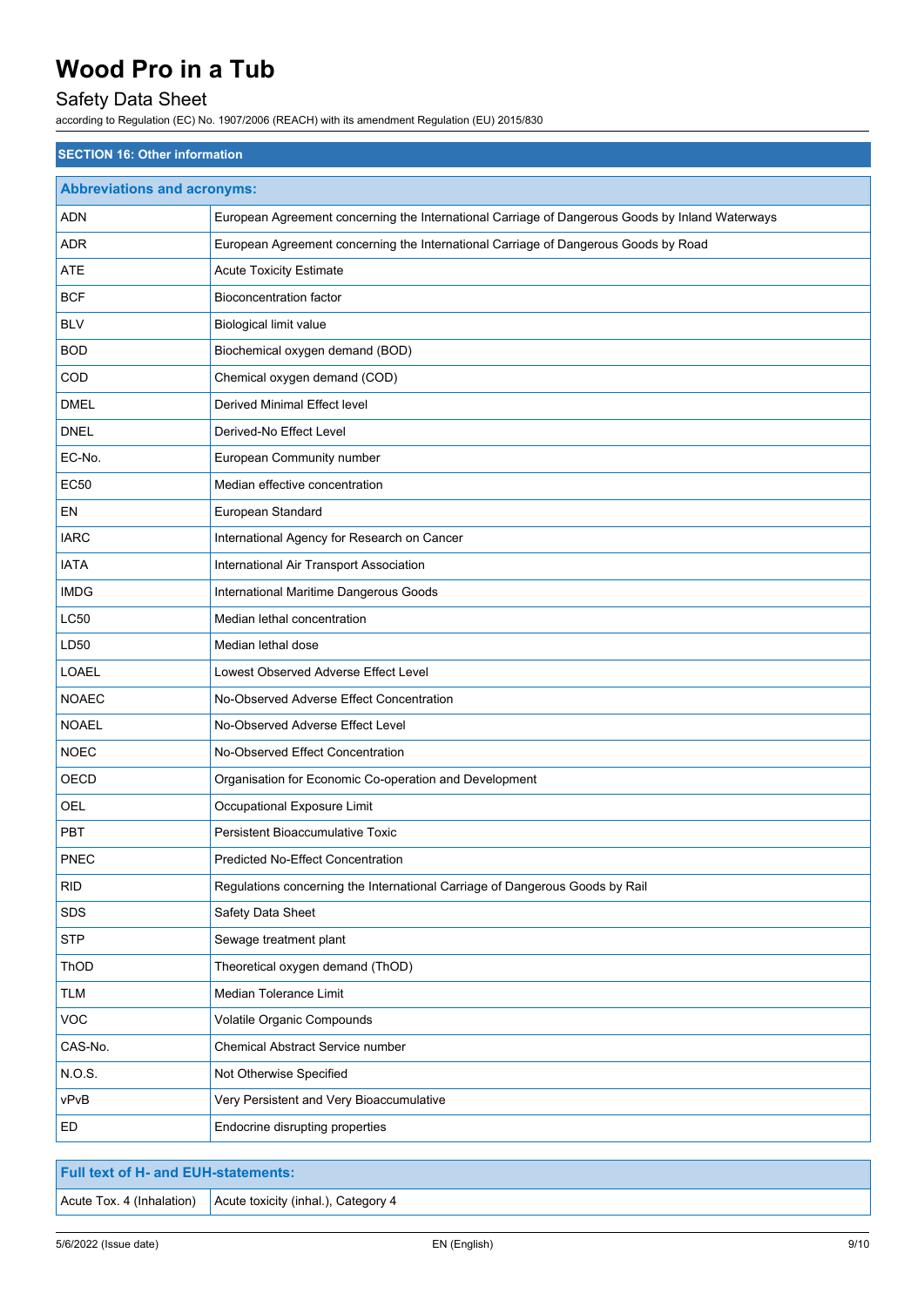## SECTION 16: Other information

| Abbreviations and acronyms: | |
|---|---|
| ADN | European Agreement concerning the International Carriage of Dangerous Goods by Inland Waterways |
| ADR | European Agreement concerning the International Carriage of Dangerous Goods by Road |
| ATE | Acute Toxicity Estimate |
| BCF | Bioconcentration factor |
| BLV | Biological limit value |
| BOD | Biochemical oxygen demand (BOD) |
| COD | Chemical oxygen demand (COD) |
| DMEL | Derived Minimal Effect level |
| DNEL | Derived-No Effect Level |
| EC-No. | European Community number |
| EC50 | Median effective concentration |
| EN | European Standard |
| IARC | International Agency for Research on Cancer |
| IATA | International Air Transport Association |
| IMDG | International Maritime Dangerous Goods |
| LC50 | Median lethal concentration |
| LD50 | Median lethal dose |
| LOAEL | Lowest Observed Adverse Effect Level |
| NOAEC | No-Observed Adverse Effect Concentration |
| NOAEL | No-Observed Adverse Effect Level |
| NOEC | No-Observed Effect Concentration |
| OECD | Organisation for Economic Co-operation and Development |
| OEL | Occupational Exposure Limit |
| PBT | Persistent Bioaccumulative Toxic |
| PNEC | Predicted No-Effect Concentration |
| RID | Regulations concerning the International Carriage of Dangerous Goods by Rail |
| SDS | Safety Data Sheet |
| STP | Sewage treatment plant |
| ThOD | Theoretical oxygen demand (ThOD) |
| TLM | Median Tolerance Limit |
| VOC | Volatile Organic Compounds |
| CAS-No. | Chemical Abstract Service number |
| N.O.S. | Not Otherwise Specified |
| vPvB | Very Persistent and Very Bioaccumulative |
| ED | Endocrine disrupting properties |

| Full text of H- and EUH-statements: | |
|---|---|
| Acute Tox. 4 (Inhalation) | Acute toxicity (inhal.), Category 4 |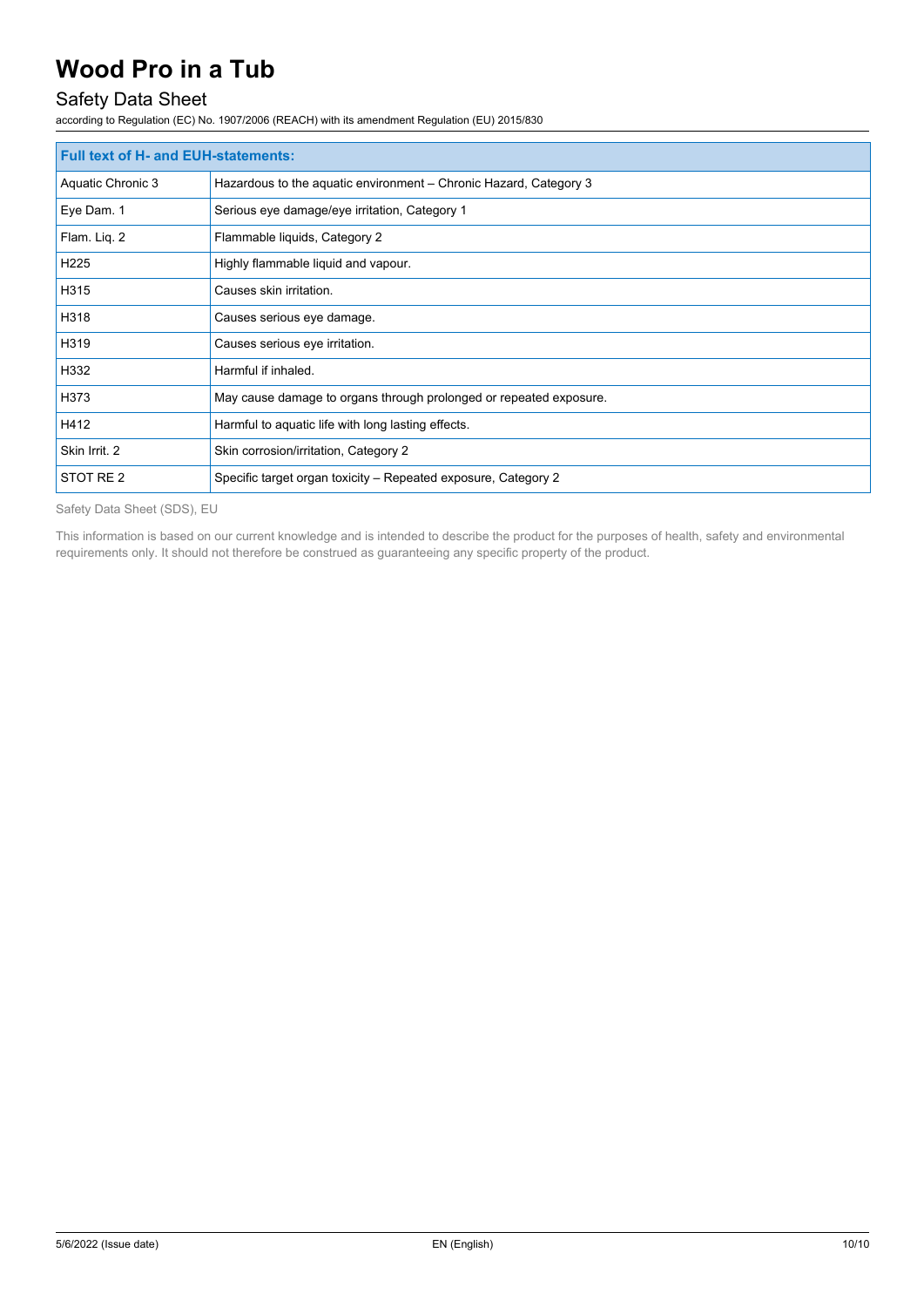| Full text of H- and EUH-statements: | |
| --- | --- |
| Aquatic Chronic 3 | Hazardous to the aquatic environment – Chronic Hazard, Category 3 |
| Eye Dam. 1 | Serious eye damage/eye irritation, Category 1 |
| Flam. Liq. 2 | Flammable liquids, Category 2 |
| H225 | Highly flammable liquid and vapour. |
| H315 | Causes skin irritation. |
| H318 | Causes serious eye damage. |
| H319 | Causes serious eye irritation. |
| H332 | Harmful if inhaled. |
| H373 | May cause damage to organs through prolonged or repeated exposure. |
| H412 | Harmful to aquatic life with long lasting effects. |
| Skin Irrit. 2 | Skin corrosion/irritation, Category 2 |
| STOT RE 2 | Specific target organ toxicity – Repeated exposure, Category 2 |

Safety Data Sheet (SDS), EU

This information is based on our current knowledge and is intended to describe the product for the purposes of health, safety and environmental requirements only. It should not therefore be construed as guaranteeing any specific property of the product.